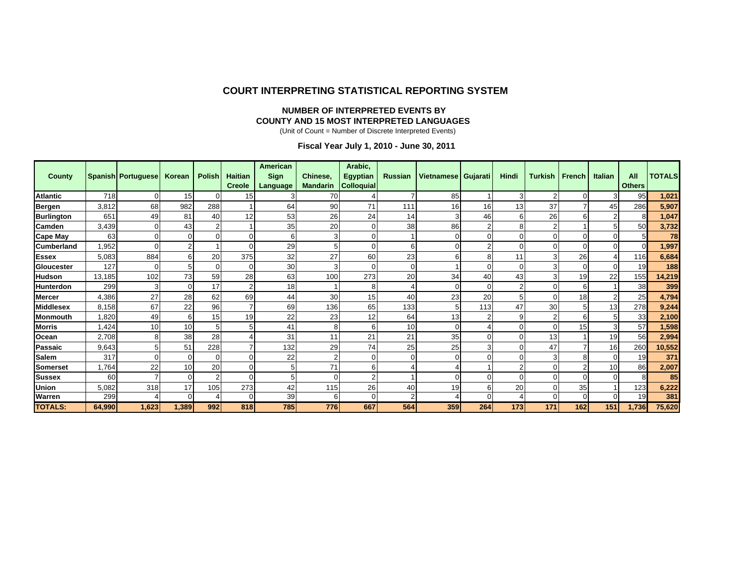# COURT INTERPRETING STATISTICAL REPORTING SYSTEM

## NUMBER OF INTERPRETED EVENTS BY COUNTY AND 15 MOST INTERPRETED LANGUAGES

(Unit of Count = Number of Discrete Interpreted Events)

### Fiscal Year July 1, 2010 - June 30, 2011

| County | Spanish | Portuguese | Korean | Polish | Haitian Creole | American Sign Language | Chinese, Mandarin | Arabic, Egyptian Colloquial | Russian | Vietnamese | Gujarati | Hindi | Turkish | French | Italian | All Others | TOTALS |
|---|---|---|---|---|---|---|---|---|---|---|---|---|---|---|---|---|---|
| Atlantic | 718 | 0 | 15 | 0 | 15 | 3 | 70 | 4 | 7 | 85 | 1 | 3 | 2 | 0 | 3 | 95 | 1,021 |
| Bergen | 3,812 | 68 | 982 | 288 | 1 | 64 | 90 | 71 | 111 | 16 | 16 | 13 | 37 | 7 | 45 | 286 | 5,907 |
| Burlington | 651 | 49 | 81 | 40 | 12 | 53 | 26 | 24 | 14 | 3 | 46 | 6 | 26 | 6 | 2 | 8 | 1,047 |
| Camden | 3,439 | 0 | 43 | 2 | 1 | 35 | 20 | 0 | 38 | 86 | 2 | 8 | 2 | 1 | 5 | 50 | 3,732 |
| Cape May | 63 | 0 | 0 | 0 | 0 | 6 | 3 | 0 | 1 | 0 | 0 | 0 | 0 | 0 | 0 | 5 | 78 |
| Cumberland | 1,952 | 0 | 2 | 1 | 0 | 29 | 5 | 0 | 6 | 0 | 2 | 0 | 0 | 0 | 0 | 0 | 1,997 |
| Essex | 5,083 | 884 | 6 | 20 | 375 | 32 | 27 | 60 | 23 | 6 | 8 | 11 | 3 | 26 | 4 | 116 | 6,684 |
| Gloucester | 127 | 0 | 5 | 0 | 0 | 30 | 3 | 0 | 0 | 1 | 0 | 0 | 3 | 0 | 0 | 19 | 188 |
| Hudson | 13,185 | 102 | 73 | 59 | 28 | 63 | 100 | 273 | 20 | 34 | 40 | 43 | 3 | 19 | 22 | 155 | 14,219 |
| Hunterdon | 299 | 3 | 0 | 17 | 2 | 18 | 1 | 8 | 4 | 0 | 0 | 2 | 0 | 6 | 1 | 38 | 399 |
| Mercer | 4,386 | 27 | 28 | 62 | 69 | 44 | 30 | 15 | 40 | 23 | 20 | 5 | 0 | 18 | 2 | 25 | 4,794 |
| Middlesex | 8,158 | 67 | 22 | 96 | 7 | 69 | 136 | 65 | 133 | 5 | 113 | 47 | 30 | 5 | 13 | 278 | 9,244 |
| Monmouth | 1,820 | 49 | 6 | 15 | 19 | 22 | 23 | 12 | 64 | 13 | 2 | 9 | 2 | 6 | 5 | 33 | 2,100 |
| Morris | 1,424 | 10 | 10 | 5 | 5 | 41 | 8 | 6 | 10 | 0 | 4 | 0 | 0 | 15 | 3 | 57 | 1,598 |
| Ocean | 2,708 | 8 | 38 | 28 | 4 | 31 | 11 | 21 | 21 | 35 | 0 | 0 | 13 | 1 | 19 | 56 | 2,994 |
| Passaic | 9,643 | 5 | 51 | 228 | 7 | 132 | 29 | 74 | 25 | 25 | 3 | 0 | 47 | 7 | 16 | 260 | 10,552 |
| Salem | 317 | 0 | 0 | 0 | 0 | 22 | 2 | 0 | 0 | 0 | 0 | 0 | 3 | 8 | 0 | 19 | 371 |
| Somerset | 1,764 | 22 | 10 | 20 | 0 | 5 | 71 | 6 | 4 | 4 | 1 | 2 | 0 | 2 | 10 | 86 | 2,007 |
| Sussex | 60 | 7 | 0 | 2 | 0 | 5 | 0 | 2 | 1 | 0 | 0 | 0 | 0 | 0 | 0 | 8 | 85 |
| Union | 5,082 | 318 | 17 | 105 | 273 | 42 | 115 | 26 | 40 | 19 | 6 | 20 | 0 | 35 | 1 | 123 | 6,222 |
| Warren | 299 | 4 | 0 | 4 | 0 | 39 | 6 | 0 | 2 | 4 | 0 | 4 | 0 | 0 | 0 | 19 | 381 |
| TOTALS: | 64,990 | 1,623 | 1,389 | 992 | 818 | 785 | 776 | 667 | 564 | 359 | 264 | 173 | 171 | 162 | 151 | 1,736 | 75,620 |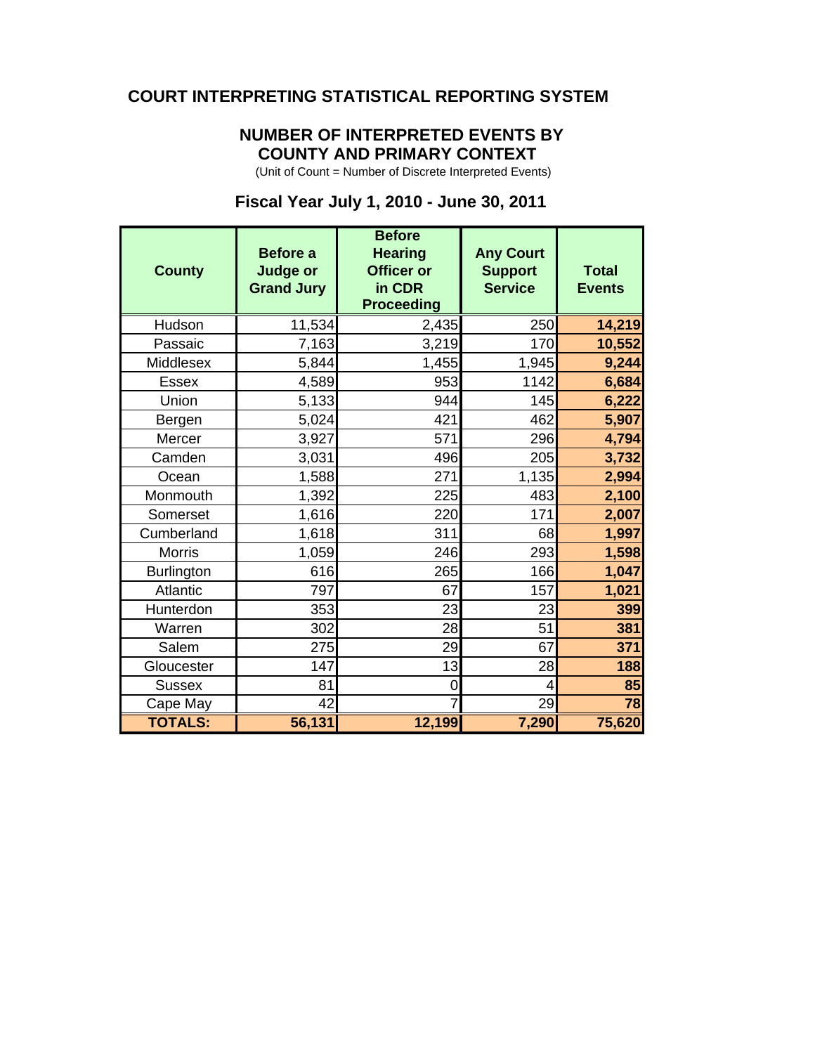# COURT INTERPRETING STATISTICAL REPORTING SYSTEM

## NUMBER OF INTERPRETED EVENTS BY COUNTY AND PRIMARY CONTEXT

(Unit of Count = Number of Discrete Interpreted Events)

### Fiscal Year July 1, 2010 - June 30, 2011

| County | Before a Judge or Grand Jury | Before Hearing Officer or in CDR Proceeding | Any Court Support Service | Total Events |
|---|---|---|---|---|
| Hudson | 11,534 | 2,435 | 250 | **14,219** |
| Passaic | 7,163 | 3,219 | 170 | **10,552** |
| Middlesex | 5,844 | 1,455 | 1,945 | **9,244** |
| Essex | 4,589 | 953 | 1142 | **6,684** |
| Union | 5,133 | 944 | 145 | **6,222** |
| Bergen | 5,024 | 421 | 462 | **5,907** |
| Mercer | 3,927 | 571 | 296 | **4,794** |
| Camden | 3,031 | 496 | 205 | **3,732** |
| Ocean | 1,588 | 271 | 1,135 | **2,994** |
| Monmouth | 1,392 | 225 | 483 | **2,100** |
| Somerset | 1,616 | 220 | 171 | **2,007** |
| Cumberland | 1,618 | 311 | 68 | **1,997** |
| Morris | 1,059 | 246 | 293 | **1,598** |
| Burlington | 616 | 265 | 166 | **1,047** |
| Atlantic | 797 | 67 | 157 | **1,021** |
| Hunterdon | 353 | 23 | 23 | **399** |
| Warren | 302 | 28 | 51 | **381** |
| Salem | 275 | 29 | 67 | **371** |
| Gloucester | 147 | 13 | 28 | **188** |
| Sussex | 81 | 0 | 4 | **85** |
| Cape May | 42 | 7 | 29 | **78** |
| **TOTALS:** | **56,131** | **12,199** | **7,290** | **75,620** |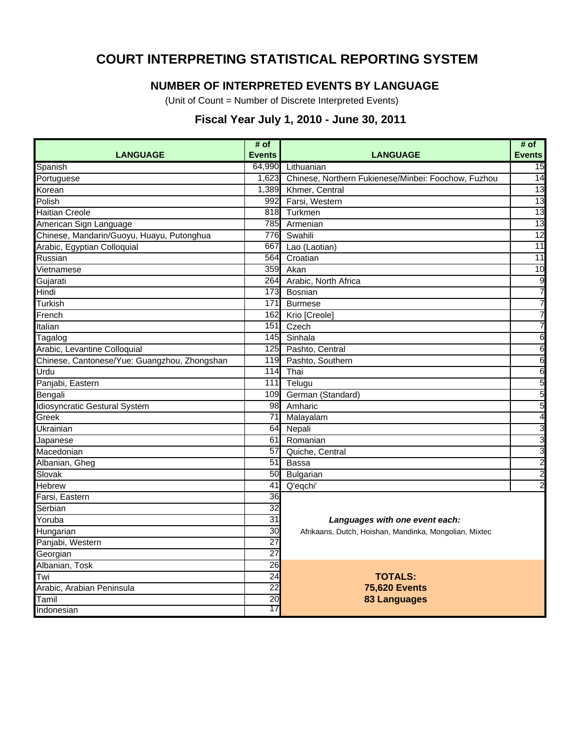# COURT INTERPRETING STATISTICAL REPORTING SYSTEM

## NUMBER OF INTERPRETED EVENTS BY LANGUAGE

(Unit of Count = Number of Discrete Interpreted Events)

### Fiscal Year July 1, 2010 - June 30, 2011

| LANGUAGE | # of Events | LANGUAGE | # of Events |
|---|---|---|---|
| Spanish | 64,990 | Lithuanian | 15 |
| Portuguese | 1,623 | Chinese, Northern Fukienese/Minbei: Foochow, Fuzhou | 14 |
| Korean | 1,389 | Khmer, Central | 13 |
| Polish | 992 | Farsi, Western | 13 |
| Haitian Creole | 818 | Turkmen | 13 |
| American Sign Language | 785 | Armenian | 13 |
| Chinese, Mandarin/Guoyu, Huayu, Putonghua | 776 | Swahili | 12 |
| Arabic, Egyptian Colloquial | 667 | Lao (Laotian) | 11 |
| Russian | 564 | Croatian | 11 |
| Vietnamese | 359 | Akan | 10 |
| Gujarati | 264 | Arabic, North Africa | 9 |
| Hindi | 173 | Bosnian | 7 |
| Turkish | 171 | Burmese | 7 |
| French | 162 | Krio [Creole] | 7 |
| Italian | 151 | Czech | 7 |
| Tagalog | 145 | Sinhala | 6 |
| Arabic, Levantine Colloquial | 125 | Pashto, Central | 6 |
| Chinese, Cantonese/Yue: Guangzhou, Zhongshan | 119 | Pashto, Southern | 6 |
| Urdu | 114 | Thai | 6 |
| Panjabi, Eastern | 111 | Telugu | 5 |
| Bengali | 109 | German (Standard) | 5 |
| Idiosyncratic Gestural System | 98 | Amharic | 5 |
| Greek | 71 | Malayalam | 4 |
| Ukrainian | 64 | Nepali | 3 |
| Japanese | 61 | Romanian | 3 |
| Macedonian | 57 | Quiche, Central | 3 |
| Albanian, Gheg | 51 | Bassa | 2 |
| Slovak | 50 | Bulgarian | 2 |
| Hebrew | 41 | Q'eqchi' | 2 |
| Farsi, Eastern | 36 | | |
| Serbian | 32 | | |
| Yoruba | 31 | | |
| Hungarian | 30 | | |
| Panjabi, Western | 27 | | |
| Georgian | 27 | | |
| Albanian, Tosk | 26 | | |
| Twi | 24 | | |
| Arabic, Arabian Peninsula | 22 | | |
| Tamil | 20 | | |
| Indonesian | 17 | | |

***Languages with one event each:***

Afrikaans, Dutch, Hoishan, Mandinka, Mongolian, Mixtec

**TOTALS:**
**75,620 Events**
**83 Languages**